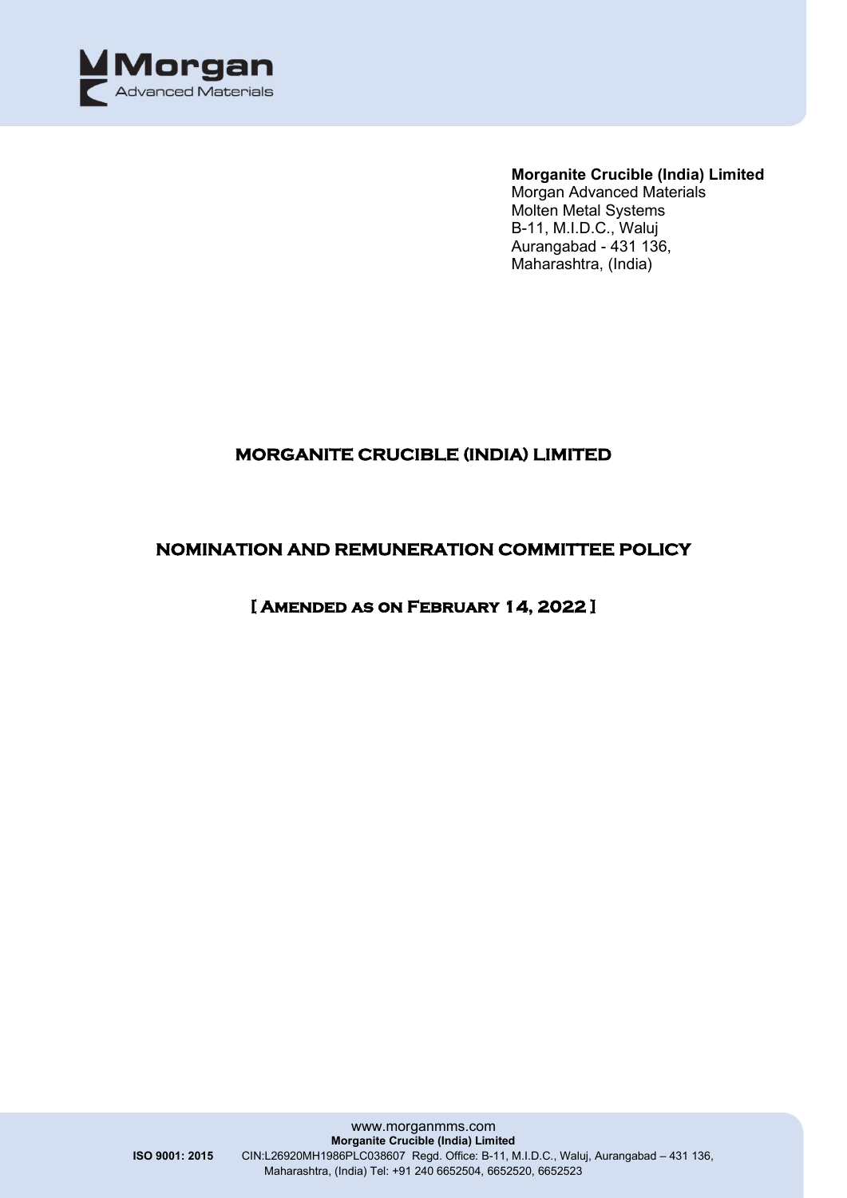**Morganite Crucible (India) Limited**
Morgan Advanced Materials
Molten Metal Systems
B-11, M.I.D.C., Waluj
Aurangabad - 431 136,
Maharashtra, (India)

# MORGANITE CRUCIBLE (INDIA) LIMITED

# NOMINATION AND REMUNERATION COMMITTEE POLICY

## [ Amended as on February 14, 2022 ]

www.morganmms.com
**Morganite Crucible (India) Limited**
**ISO 9001: 2015** CIN:L26920MH1986PLC038607 Regd. Office: B-11, M.I.D.C., Waluj, Aurangabad – 431 136, Maharashtra, (India) Tel: +91 240 6652504, 6652520, 6652523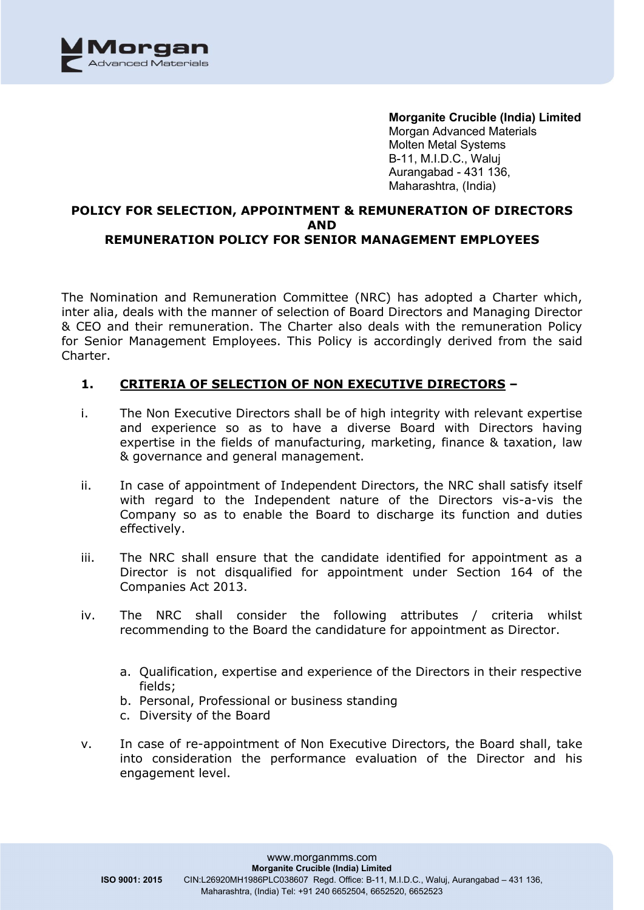**Morganite Crucible (India) Limited**
Morgan Advanced Materials
Molten Metal Systems
B-11, M.I.D.C., Waluj
Aurangabad - 431 136,
Maharashtra, (India)

## POLICY FOR SELECTION, APPOINTMENT & REMUNERATION OF DIRECTORS AND REMUNERATION POLICY FOR SENIOR MANAGEMENT EMPLOYEES

The Nomination and Remuneration Committee (NRC) has adopted a Charter which, inter alia, deals with the manner of selection of Board Directors and Managing Director & CEO and their remuneration. The Charter also deals with the remuneration Policy for Senior Management Employees. This Policy is accordingly derived from the said Charter.

### 1. CRITERIA OF SELECTION OF NON EXECUTIVE DIRECTORS –

i. The Non Executive Directors shall be of high integrity with relevant expertise and experience so as to have a diverse Board with Directors having expertise in the fields of manufacturing, marketing, finance & taxation, law & governance and general management.

ii. In case of appointment of Independent Directors, the NRC shall satisfy itself with regard to the Independent nature of the Directors vis-a-vis the Company so as to enable the Board to discharge its function and duties effectively.

iii. The NRC shall ensure that the candidate identified for appointment as a Director is not disqualified for appointment under Section 164 of the Companies Act 2013.

iv. The NRC shall consider the following attributes / criteria whilst recommending to the Board the candidature for appointment as Director.

   a. Qualification, expertise and experience of the Directors in their respective fields;
   b. Personal, Professional or business standing
   c. Diversity of the Board

v. In case of re-appointment of Non Executive Directors, the Board shall, take into consideration the performance evaluation of the Director and his engagement level.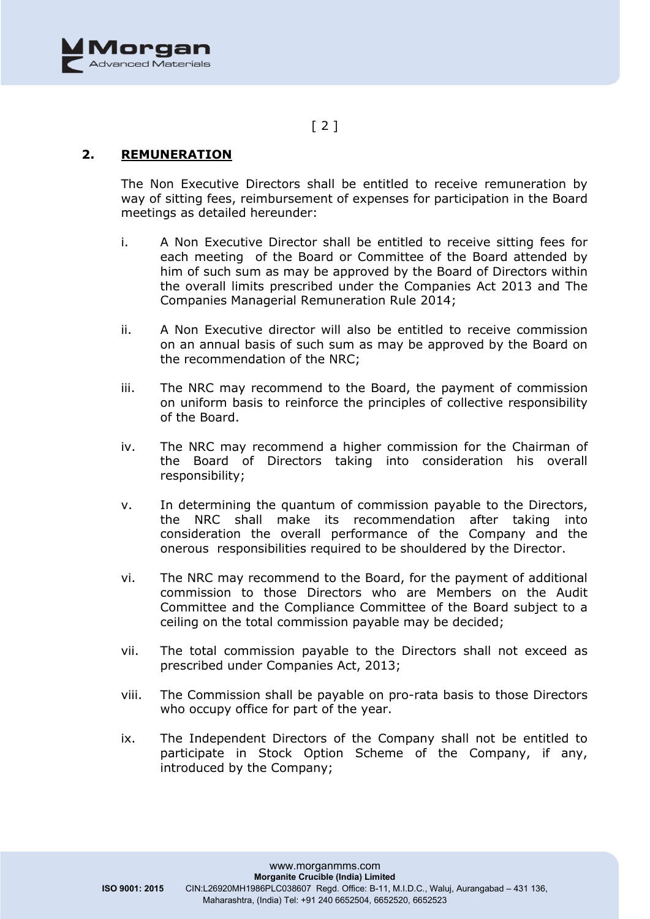## 2. REMUNERATION

The Non Executive Directors shall be entitled to receive remuneration by way of sitting fees, reimbursement of expenses for participation in the Board meetings as detailed hereunder:

i. A Non Executive Director shall be entitled to receive sitting fees for each meeting of the Board or Committee of the Board attended by him of such sum as may be approved by the Board of Directors within the overall limits prescribed under the Companies Act 2013 and The Companies Managerial Remuneration Rule 2014;

ii. A Non Executive director will also be entitled to receive commission on an annual basis of such sum as may be approved by the Board on the recommendation of the NRC;

iii. The NRC may recommend to the Board, the payment of commission on uniform basis to reinforce the principles of collective responsibility of the Board.

iv. The NRC may recommend a higher commission for the Chairman of the Board of Directors taking into consideration his overall responsibility;

v. In determining the quantum of commission payable to the Directors, the NRC shall make its recommendation after taking into consideration the overall performance of the Company and the onerous responsibilities required to be shouldered by the Director.

vi. The NRC may recommend to the Board, for the payment of additional commission to those Directors who are Members on the Audit Committee and the Compliance Committee of the Board subject to a ceiling on the total commission payable may be decided;

vii. The total commission payable to the Directors shall not exceed as prescribed under Companies Act, 2013;

viii. The Commission shall be payable on pro-rata basis to those Directors who occupy office for part of the year.

ix. The Independent Directors of the Company shall not be entitled to participate in Stock Option Scheme of the Company, if any, introduced by the Company;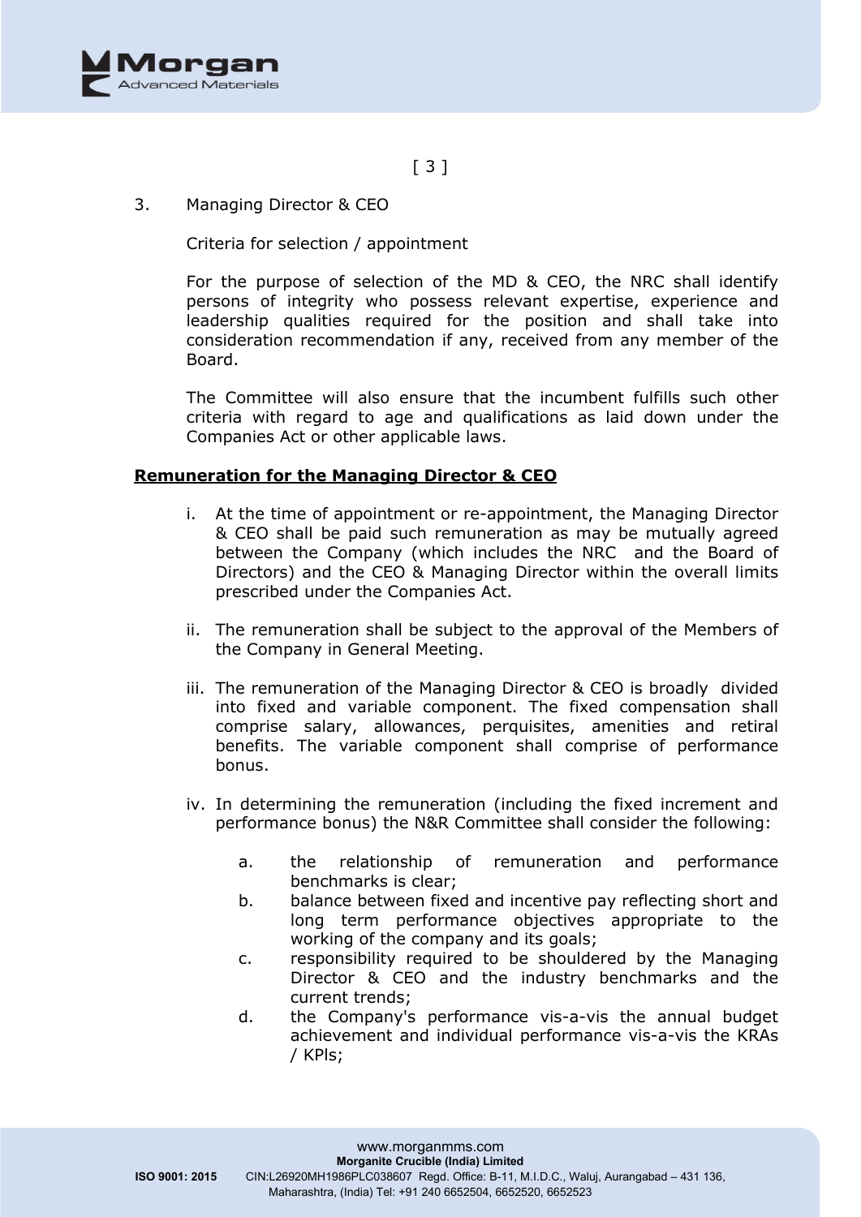3. Managing Director & CEO

Criteria for selection / appointment

For the purpose of selection of the MD & CEO, the NRC shall identify persons of integrity who possess relevant expertise, experience and leadership qualities required for the position and shall take into consideration recommendation if any, received from any member of the Board.

The Committee will also ensure that the incumbent fulfills such other criteria with regard to age and qualifications as laid down under the Companies Act or other applicable laws.

**<u>Remuneration for the Managing Director & CEO</u>**

i. At the time of appointment or re-appointment, the Managing Director & CEO shall be paid such remuneration as may be mutually agreed between the Company (which includes the NRC and the Board of Directors) and the CEO & Managing Director within the overall limits prescribed under the Companies Act.

ii. The remuneration shall be subject to the approval of the Members of the Company in General Meeting.

iii. The remuneration of the Managing Director & CEO is broadly divided into fixed and variable component. The fixed compensation shall comprise salary, allowances, perquisites, amenities and retiral benefits. The variable component shall comprise of performance bonus.

iv. In determining the remuneration (including the fixed increment and performance bonus) the N&R Committee shall consider the following:

   a. the relationship of remuneration and performance benchmarks is clear;
   b. balance between fixed and incentive pay reflecting short and long term performance objectives appropriate to the working of the company and its goals;
   c. responsibility required to be shouldered by the Managing Director & CEO and the industry benchmarks and the current trends;
   d. the Company's performance vis-a-vis the annual budget achievement and individual performance vis-a-vis the KRAs / KPIs;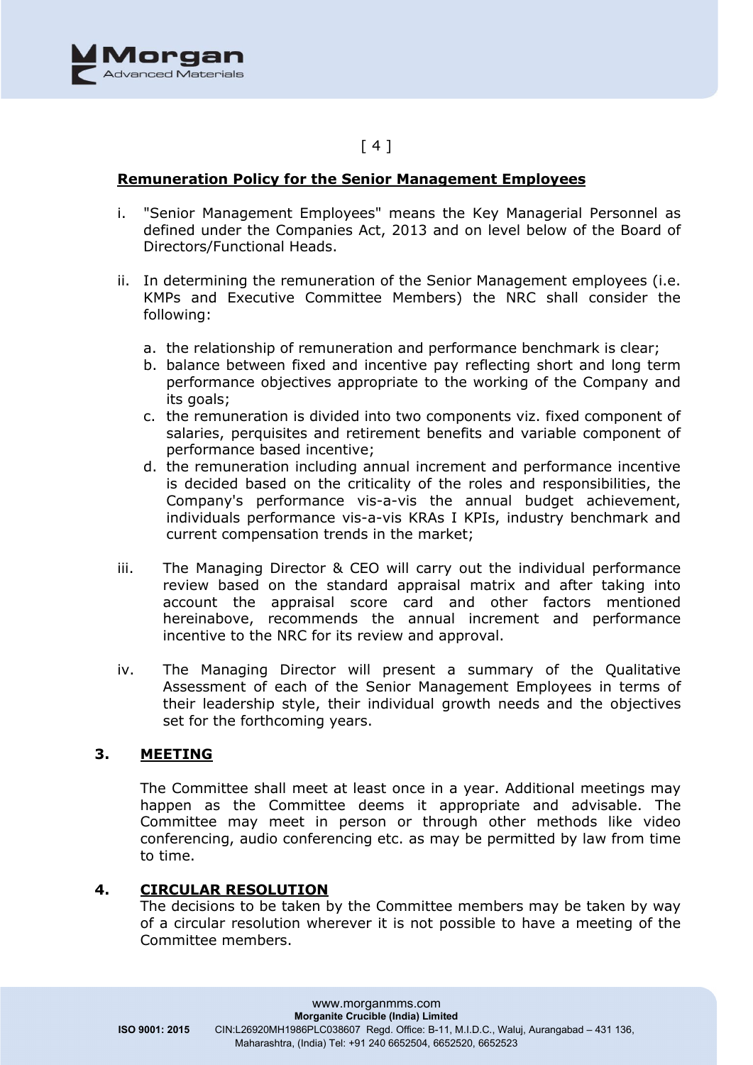**Remuneration Policy for the Senior Management Employees**

i. "Senior Management Employees" means the Key Managerial Personnel as defined under the Companies Act, 2013 and on level below of the Board of Directors/Functional Heads.

ii. In determining the remuneration of the Senior Management employees (i.e. KMPs and Executive Committee Members) the NRC shall consider the following:

   a. the relationship of remuneration and performance benchmark is clear;
   b. balance between fixed and incentive pay reflecting short and long term performance objectives appropriate to the working of the Company and its goals;
   c. the remuneration is divided into two components viz. fixed component of salaries, perquisites and retirement benefits and variable component of performance based incentive;
   d. the remuneration including annual increment and performance incentive is decided based on the criticality of the roles and responsibilities, the Company's performance vis-a-vis the annual budget achievement, individuals performance vis-a-vis KRAs I KPIs, industry benchmark and current compensation trends in the market;

iii. The Managing Director & CEO will carry out the individual performance review based on the standard appraisal matrix and after taking into account the appraisal score card and other factors mentioned hereinabove, recommends the annual increment and performance incentive to the NRC for its review and approval.

iv. The Managing Director will present a summary of the Qualitative Assessment of each of the Senior Management Employees in terms of their leadership style, their individual growth needs and the objectives set for the forthcoming years.

## 3. MEETING

The Committee shall meet at least once in a year. Additional meetings may happen as the Committee deems it appropriate and advisable. The Committee may meet in person or through other methods like video conferencing, audio conferencing etc. as may be permitted by law from time to time.

## 4. CIRCULAR RESOLUTION

The decisions to be taken by the Committee members may be taken by way of a circular resolution wherever it is not possible to have a meeting of the Committee members.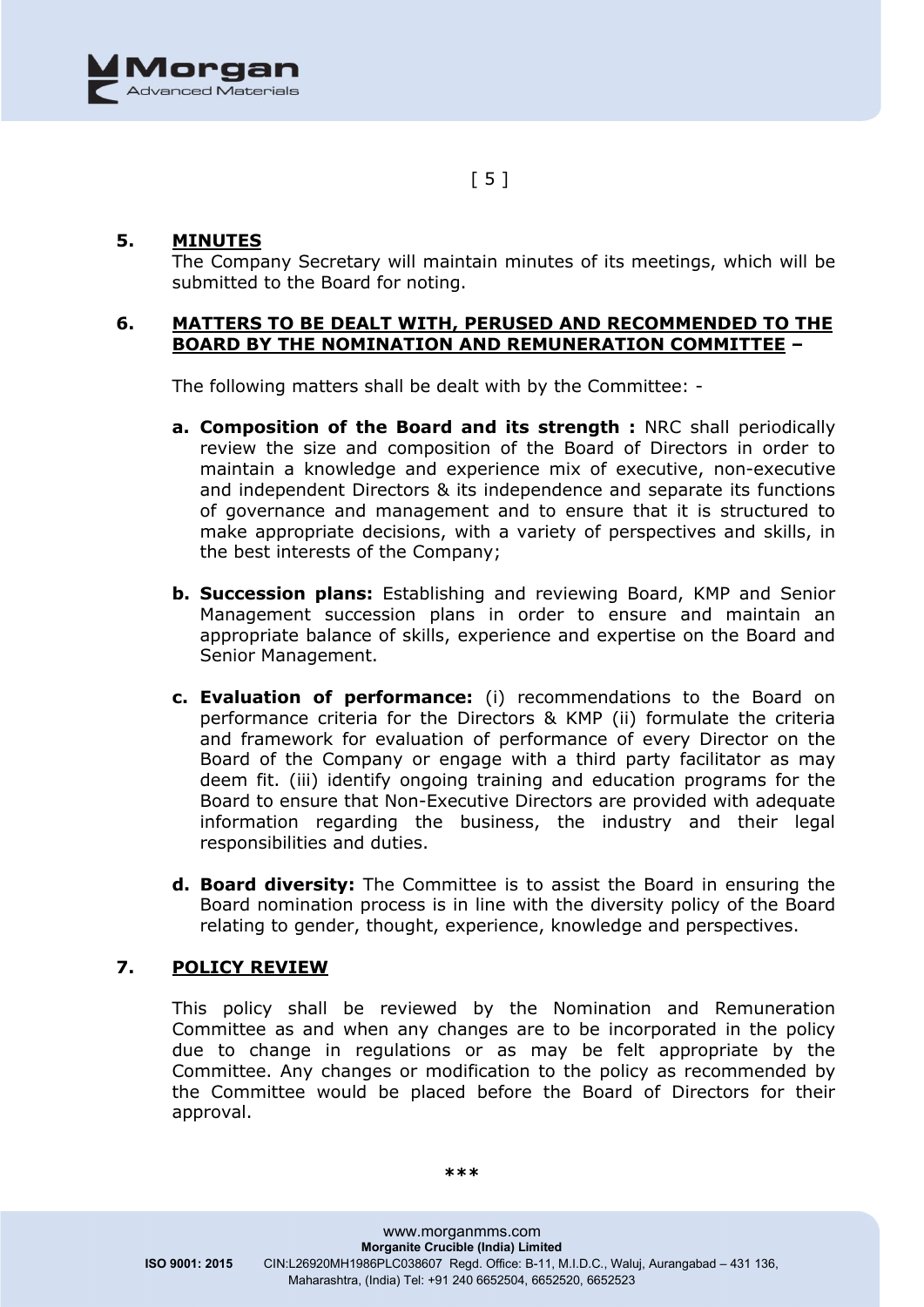## 5. MINUTES

The Company Secretary will maintain minutes of its meetings, which will be submitted to the Board for noting.

## 6. MATTERS TO BE DEALT WITH, PERUSED AND RECOMMENDED TO THE BOARD BY THE NOMINATION AND REMUNERATION COMMITTEE –

The following matters shall be dealt with by the Committee: -

a. **Composition of the Board and its strength :** NRC shall periodically review the size and composition of the Board of Directors in order to maintain a knowledge and experience mix of executive, non-executive and independent Directors & its independence and separate its functions of governance and management and to ensure that it is structured to make appropriate decisions, with a variety of perspectives and skills, in the best interests of the Company;

b. **Succession plans:** Establishing and reviewing Board, KMP and Senior Management succession plans in order to ensure and maintain an appropriate balance of skills, experience and expertise on the Board and Senior Management.

c. **Evaluation of performance:** (i) recommendations to the Board on performance criteria for the Directors & KMP (ii) formulate the criteria and framework for evaluation of performance of every Director on the Board of the Company or engage with a third party facilitator as may deem fit. (iii) identify ongoing training and education programs for the Board to ensure that Non-Executive Directors are provided with adequate information regarding the business, the industry and their legal responsibilities and duties.

d. **Board diversity:** The Committee is to assist the Board in ensuring the Board nomination process is in line with the diversity policy of the Board relating to gender, thought, experience, knowledge and perspectives.

## 7. POLICY REVIEW

This policy shall be reviewed by the Nomination and Remuneration Committee as and when any changes are to be incorporated in the policy due to change in regulations or as may be felt appropriate by the Committee. Any changes or modification to the policy as recommended by the Committee would be placed before the Board of Directors for their approval.

***